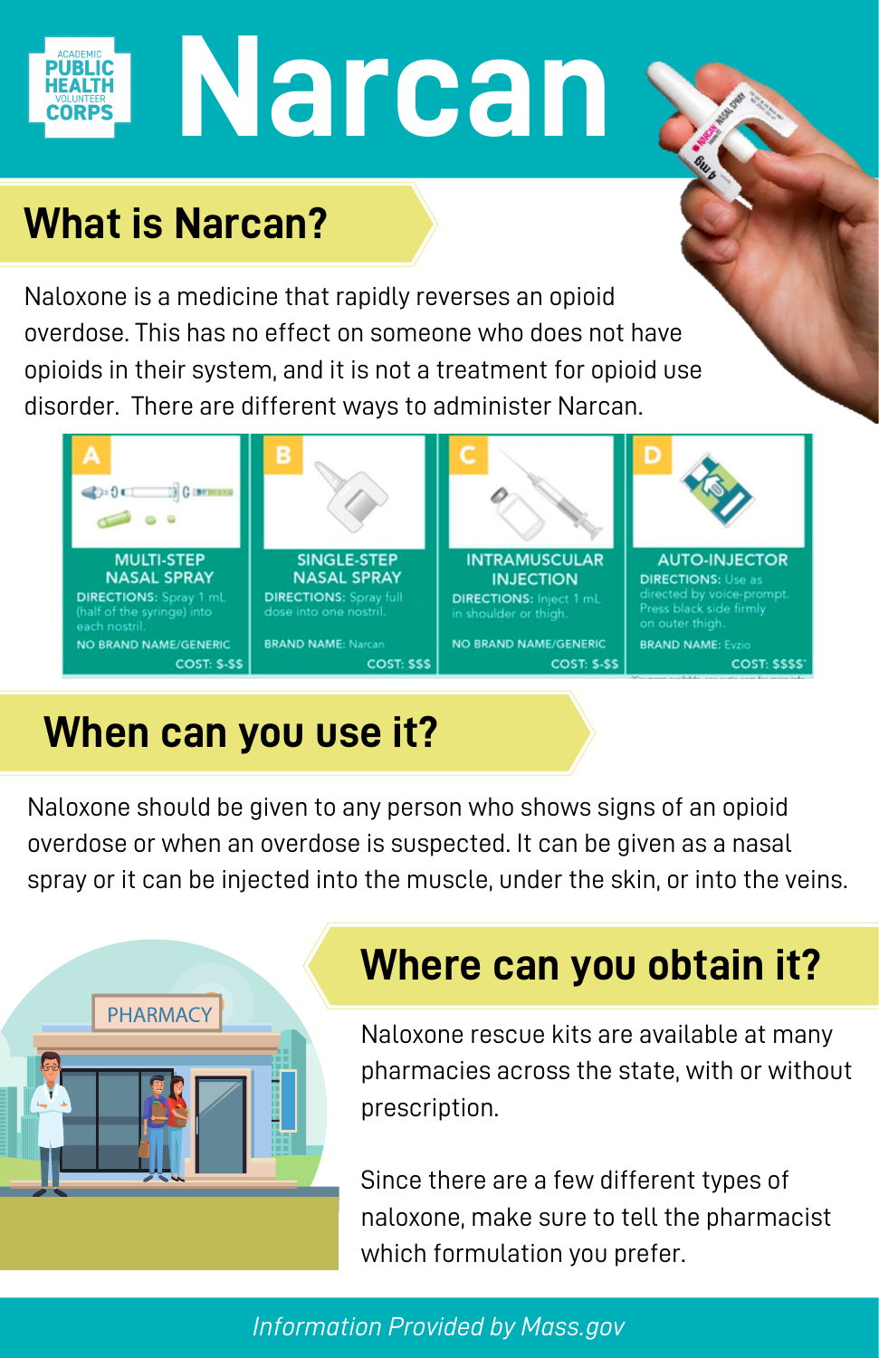ACADEMIC PUBLIC HEALTH VOLUNTEER CORPS

# Narcan

## What is Narcan?

Naloxone is a medicine that rapidly reverses an opioid overdose. This has no effect on someone who does not have opioids in their system, and it is not a treatment for opioid use disorder. There are different ways to administer Narcan.

| A | B | C | D |
|---|---|---|---|
| MULTI-STEP NASAL SPRAY | SINGLE-STEP NASAL SPRAY | INTRAMUSCULAR INJECTION | AUTO-INJECTOR |
| DIRECTIONS: Spray 1 mL (half of the syringe) into each nostril. | DIRECTIONS: Spray full dose into one nostril. | DIRECTIONS: Inject 1 mL in shoulder or thigh. | DIRECTIONS: Use as directed by voice-prompt. Press black side firmly on outer thigh. |
| NO BRAND NAME/GENERIC | BRAND NAME: Narcan | NO BRAND NAME/GENERIC | BRAND NAME: Evzio |
| COST: $-$$ | COST: $$$ | COST: $-$$ | COST: $$$$* |

## When can you use it?

Naloxone should be given to any person who shows signs of an opioid overdose or when an overdose is suspected. It can be given as a nasal spray or it can be injected into the muscle, under the skin, or into the veins.

## Where can you obtain it?

Naloxone rescue kits are available at many pharmacies across the state, with or without prescription.

Since there are a few different types of naloxone, make sure to tell the pharmacist which formulation you prefer.

*Information Provided by Mass.gov*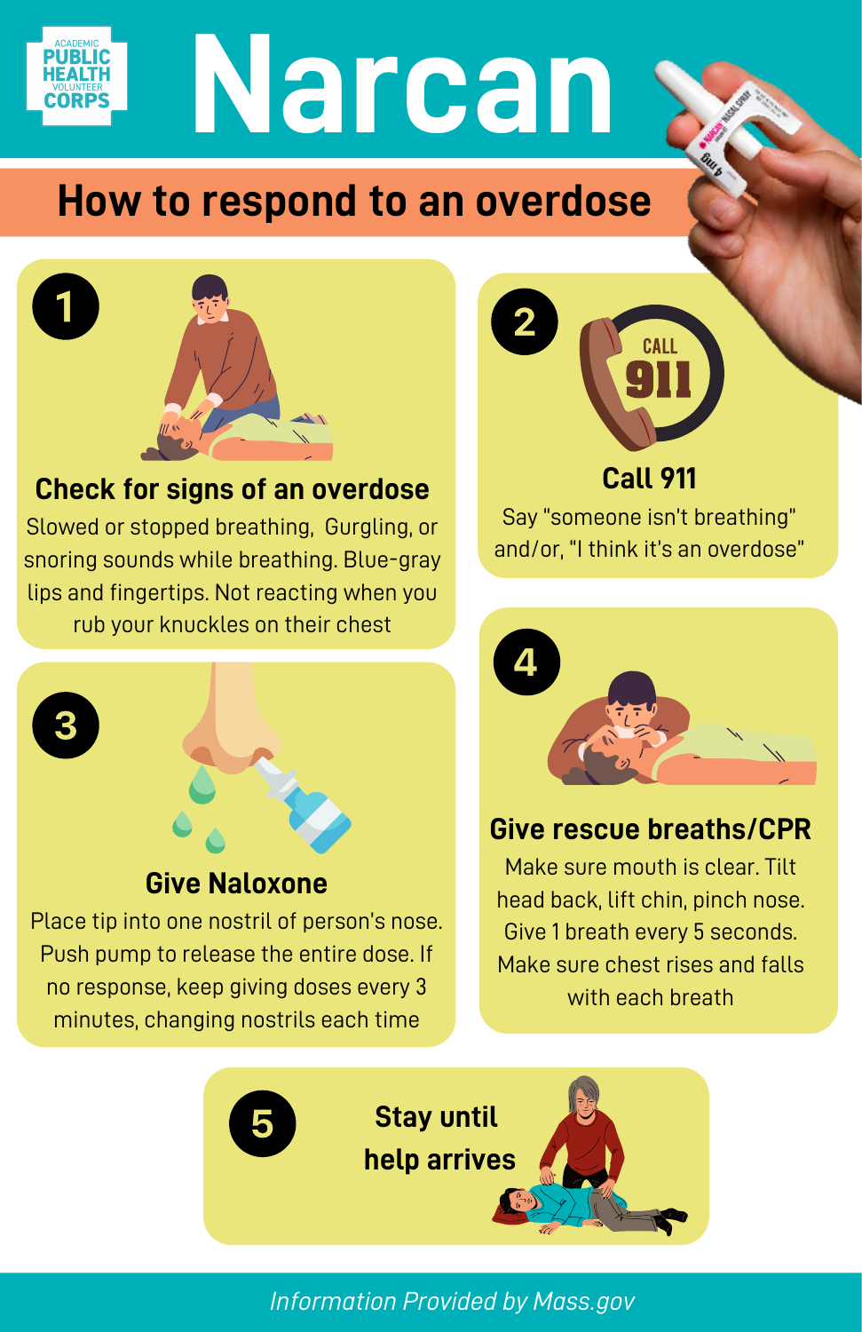ACADEMIC PUBLIC HEALTH VOLUNTEER CORPS

# Narcan

## How to respond to an overdose

### 1 Check for signs of an overdose

Slowed or stopped breathing, Gurgling, or snoring sounds while breathing. Blue-gray lips and fingertips. Not reacting when you rub your knuckles on their chest

### 2 Call 911

Say "someone isn't breathing" and/or, "I think it's an overdose"

### 3 Give Naloxone

Place tip into one nostril of person's nose. Push pump to release the entire dose. If no response, keep giving doses every 3 minutes, changing nostrils each time

### 4 Give rescue breaths/CPR

Make sure mouth is clear. Tilt head back, lift chin, pinch nose. Give 1 breath every 5 seconds. Make sure chest rises and falls with each breath

### 5 Stay until help arrives

*Information Provided by Mass.gov*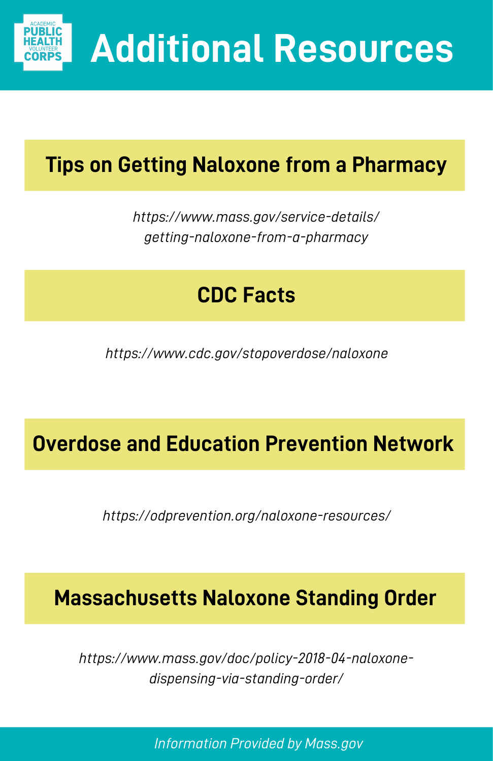# Additional Resources

## Tips on Getting Naloxone from a Pharmacy

*https://www.mass.gov/service-details/getting-naloxone-from-a-pharmacy*

## CDC Facts

*https://www.cdc.gov/stopoverdose/naloxone*

## Overdose and Education Prevention Network

*https://odprevention.org/naloxone-resources/*

## Massachusetts Naloxone Standing Order

*https://www.mass.gov/doc/policy-2018-04-naloxone-dispensing-via-standing-order/*

*Information Provided by Mass.gov*